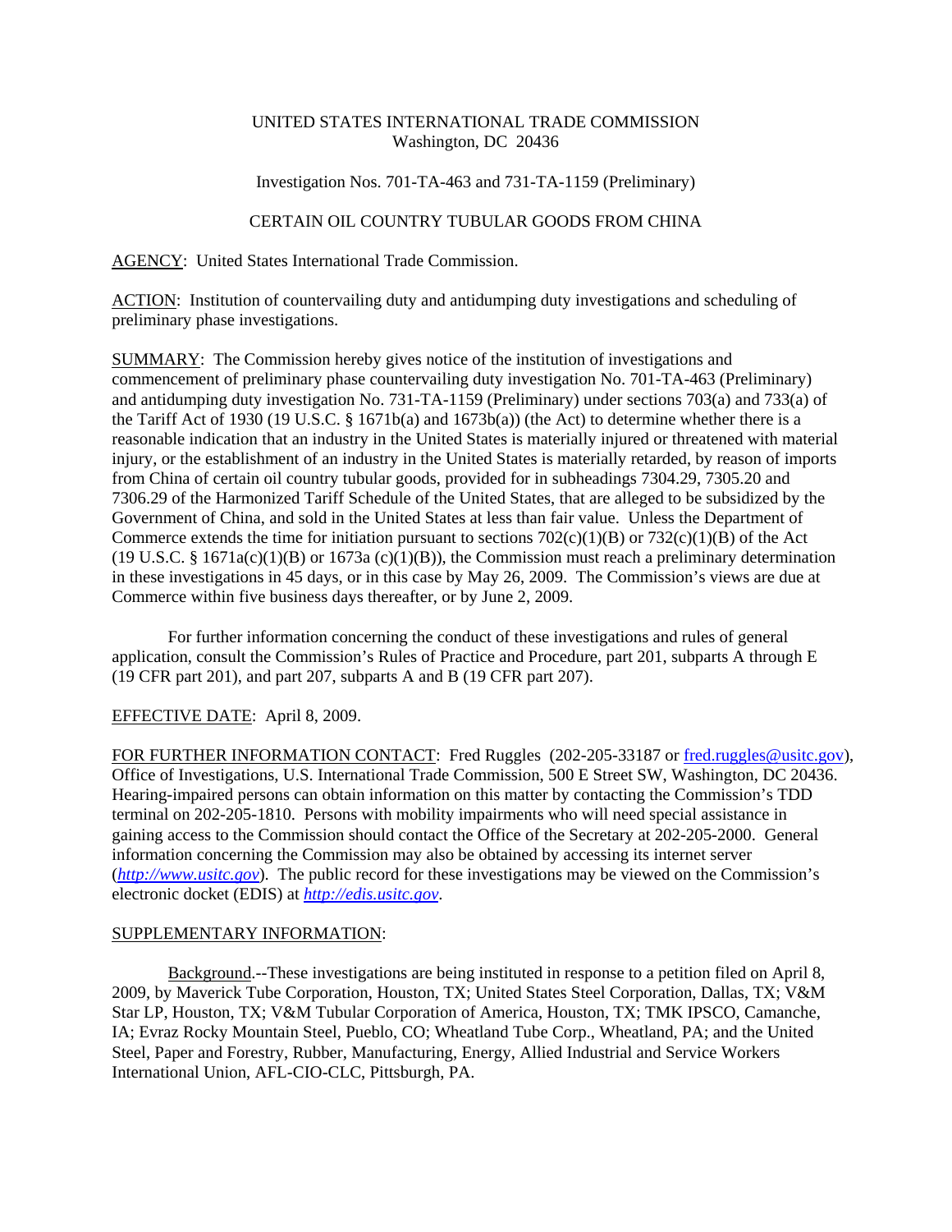UNITED STATES INTERNATIONAL TRADE COMMISSION
Washington, DC 20436

Investigation Nos. 701-TA-463 and 731-TA-1159 (Preliminary)

CERTAIN OIL COUNTRY TUBULAR GOODS FROM CHINA

AGENCY: United States International Trade Commission.

ACTION: Institution of countervailing duty and antidumping duty investigations and scheduling of preliminary phase investigations.

SUMMARY: The Commission hereby gives notice of the institution of investigations and commencement of preliminary phase countervailing duty investigation No. 701-TA-463 (Preliminary) and antidumping duty investigation No. 731-TA-1159 (Preliminary) under sections 703(a) and 733(a) of the Tariff Act of 1930 (19 U.S.C. § 1671b(a) and 1673b(a)) (the Act) to determine whether there is a reasonable indication that an industry in the United States is materially injured or threatened with material injury, or the establishment of an industry in the United States is materially retarded, by reason of imports from China of certain oil country tubular goods, provided for in subheadings 7304.29, 7305.20 and 7306.29 of the Harmonized Tariff Schedule of the United States, that are alleged to be subsidized by the Government of China, and sold in the United States at less than fair value. Unless the Department of Commerce extends the time for initiation pursuant to sections 702(c)(1)(B) or 732(c)(1)(B) of the Act (19 U.S.C. § 1671a(c)(1)(B) or 1673a (c)(1)(B)), the Commission must reach a preliminary determination in these investigations in 45 days, or in this case by May 26, 2009. The Commission's views are due at Commerce within five business days thereafter, or by June 2, 2009.

For further information concerning the conduct of these investigations and rules of general application, consult the Commission's Rules of Practice and Procedure, part 201, subparts A through E (19 CFR part 201), and part 207, subparts A and B (19 CFR part 207).

EFFECTIVE DATE: April 8, 2009.

FOR FURTHER INFORMATION CONTACT: Fred Ruggles (202-205-33187 or fred.ruggles@usitc.gov), Office of Investigations, U.S. International Trade Commission, 500 E Street SW, Washington, DC 20436. Hearing-impaired persons can obtain information on this matter by contacting the Commission's TDD terminal on 202-205-1810. Persons with mobility impairments who will need special assistance in gaining access to the Commission should contact the Office of the Secretary at 202-205-2000. General information concerning the Commission may also be obtained by accessing its internet server (*http://www.usitc.gov*). The public record for these investigations may be viewed on the Commission's electronic docket (EDIS) at *http://edis.usitc.gov*.

SUPPLEMENTARY INFORMATION:

Background.--These investigations are being instituted in response to a petition filed on April 8, 2009, by Maverick Tube Corporation, Houston, TX; United States Steel Corporation, Dallas, TX; V&M Star LP, Houston, TX; V&M Tubular Corporation of America, Houston, TX; TMK IPSCO, Camanche, IA; Evraz Rocky Mountain Steel, Pueblo, CO; Wheatland Tube Corp., Wheatland, PA; and the United Steel, Paper and Forestry, Rubber, Manufacturing, Energy, Allied Industrial and Service Workers International Union, AFL-CIO-CLC, Pittsburgh, PA.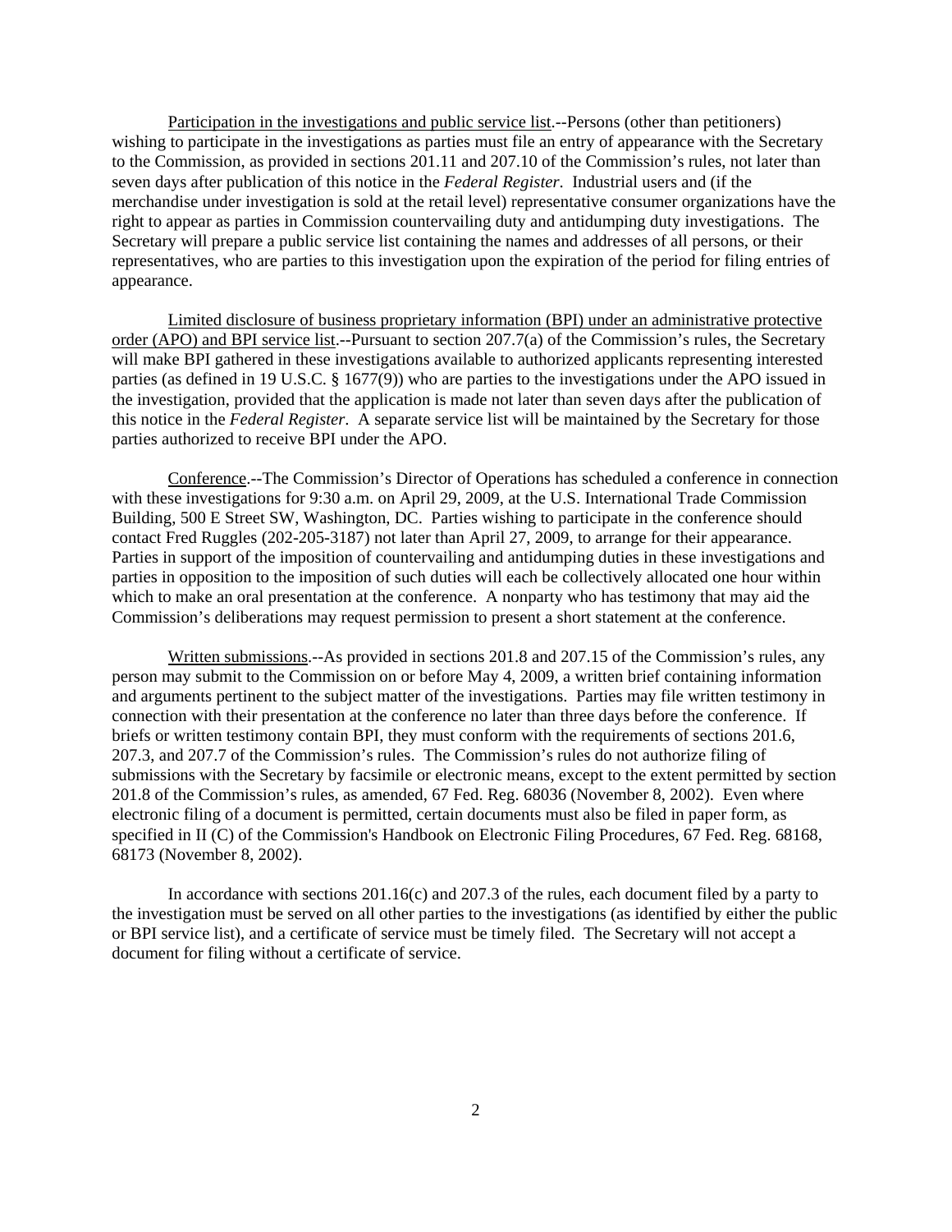Participation in the investigations and public service list.--Persons (other than petitioners) wishing to participate in the investigations as parties must file an entry of appearance with the Secretary to the Commission, as provided in sections 201.11 and 207.10 of the Commission's rules, not later than seven days after publication of this notice in the *Federal Register*. Industrial users and (if the merchandise under investigation is sold at the retail level) representative consumer organizations have the right to appear as parties in Commission countervailing duty and antidumping duty investigations. The Secretary will prepare a public service list containing the names and addresses of all persons, or their representatives, who are parties to this investigation upon the expiration of the period for filing entries of appearance.

Limited disclosure of business proprietary information (BPI) under an administrative protective order (APO) and BPI service list.--Pursuant to section 207.7(a) of the Commission's rules, the Secretary will make BPI gathered in these investigations available to authorized applicants representing interested parties (as defined in 19 U.S.C. § 1677(9)) who are parties to the investigations under the APO issued in the investigation, provided that the application is made not later than seven days after the publication of this notice in the *Federal Register*. A separate service list will be maintained by the Secretary for those parties authorized to receive BPI under the APO.

Conference.--The Commission's Director of Operations has scheduled a conference in connection with these investigations for 9:30 a.m. on April 29, 2009, at the U.S. International Trade Commission Building, 500 E Street SW, Washington, DC. Parties wishing to participate in the conference should contact Fred Ruggles (202-205-3187) not later than April 27, 2009, to arrange for their appearance. Parties in support of the imposition of countervailing and antidumping duties in these investigations and parties in opposition to the imposition of such duties will each be collectively allocated one hour within which to make an oral presentation at the conference. A nonparty who has testimony that may aid the Commission's deliberations may request permission to present a short statement at the conference.

Written submissions.--As provided in sections 201.8 and 207.15 of the Commission's rules, any person may submit to the Commission on or before May 4, 2009, a written brief containing information and arguments pertinent to the subject matter of the investigations. Parties may file written testimony in connection with their presentation at the conference no later than three days before the conference. If briefs or written testimony contain BPI, they must conform with the requirements of sections 201.6, 207.3, and 207.7 of the Commission's rules. The Commission's rules do not authorize filing of submissions with the Secretary by facsimile or electronic means, except to the extent permitted by section 201.8 of the Commission's rules, as amended, 67 Fed. Reg. 68036 (November 8, 2002). Even where electronic filing of a document is permitted, certain documents must also be filed in paper form, as specified in II (C) of the Commission's Handbook on Electronic Filing Procedures, 67 Fed. Reg. 68168, 68173 (November 8, 2002).

In accordance with sections 201.16(c) and 207.3 of the rules, each document filed by a party to the investigation must be served on all other parties to the investigations (as identified by either the public or BPI service list), and a certificate of service must be timely filed. The Secretary will not accept a document for filing without a certificate of service.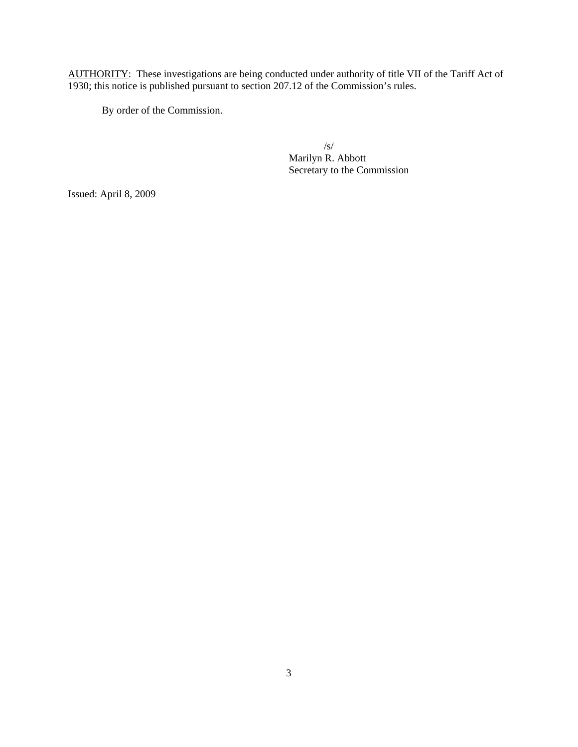AUTHORITY: These investigations are being conducted under authority of title VII of the Tariff Act of 1930; this notice is published pursuant to section 207.12 of the Commission's rules.

By order of the Commission.

/s/
Marilyn R. Abbott
Secretary to the Commission

Issued: April 8, 2009